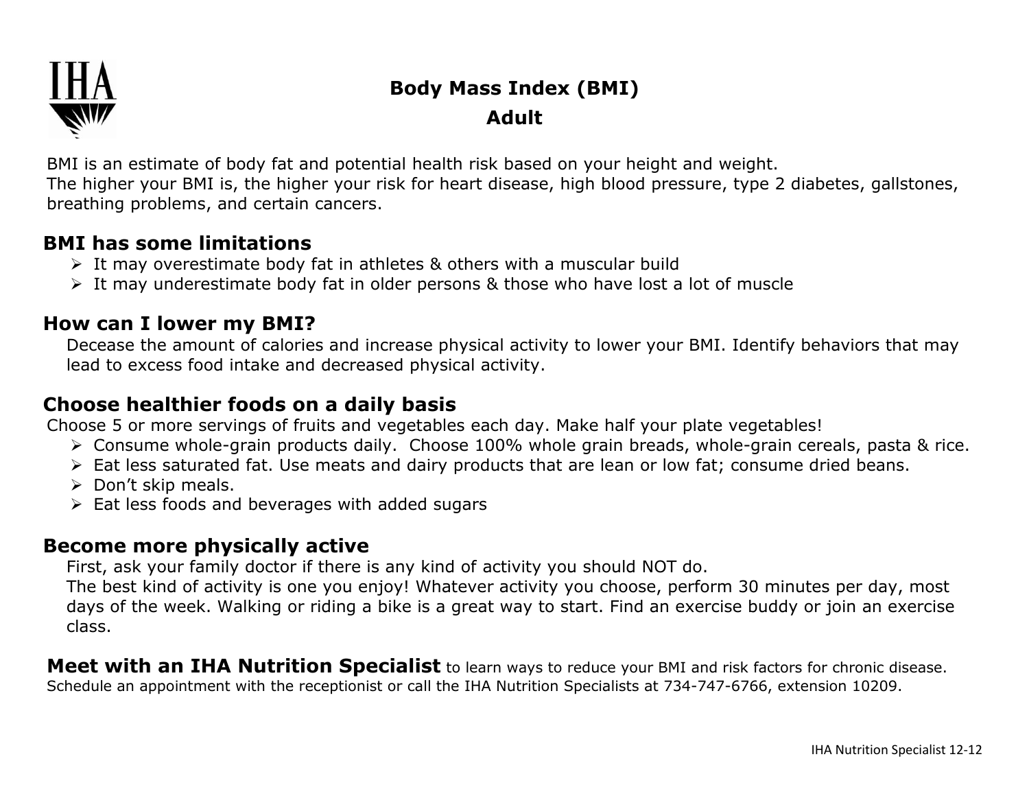IHA

# Body Mass Index (BMI)
## Adult

BMI is an estimate of body fat and potential health risk based on your height and weight.
The higher your BMI is, the higher your risk for heart disease, high blood pressure, type 2 diabetes, gallstones, breathing problems, and certain cancers.

## BMI has some limitations

- It may overestimate body fat in athletes & others with a muscular build
- It may underestimate body fat in older persons & those who have lost a lot of muscle

## How can I lower my BMI?

Decease the amount of calories and increase physical activity to lower your BMI. Identify behaviors that may lead to excess food intake and decreased physical activity.

## Choose healthier foods on a daily basis

Choose 5 or more servings of fruits and vegetables each day. Make half your plate vegetables!

- Consume whole-grain products daily. Choose 100% whole grain breads, whole-grain cereals, pasta & rice.
- Eat less saturated fat. Use meats and dairy products that are lean or low fat; consume dried beans.
- Don't skip meals.
- Eat less foods and beverages with added sugars

## Become more physically active

First, ask your family doctor if there is any kind of activity you should NOT do.
The best kind of activity is one you enjoy! Whatever activity you choose, perform 30 minutes per day, most days of the week. Walking or riding a bike is a great way to start. Find an exercise buddy or join an exercise class.

**Meet with an IHA Nutrition Specialist** to learn ways to reduce your BMI and risk factors for chronic disease. Schedule an appointment with the receptionist or call the IHA Nutrition Specialists at 734-747-6766, extension 10209.

IHA Nutrition Specialist 12-12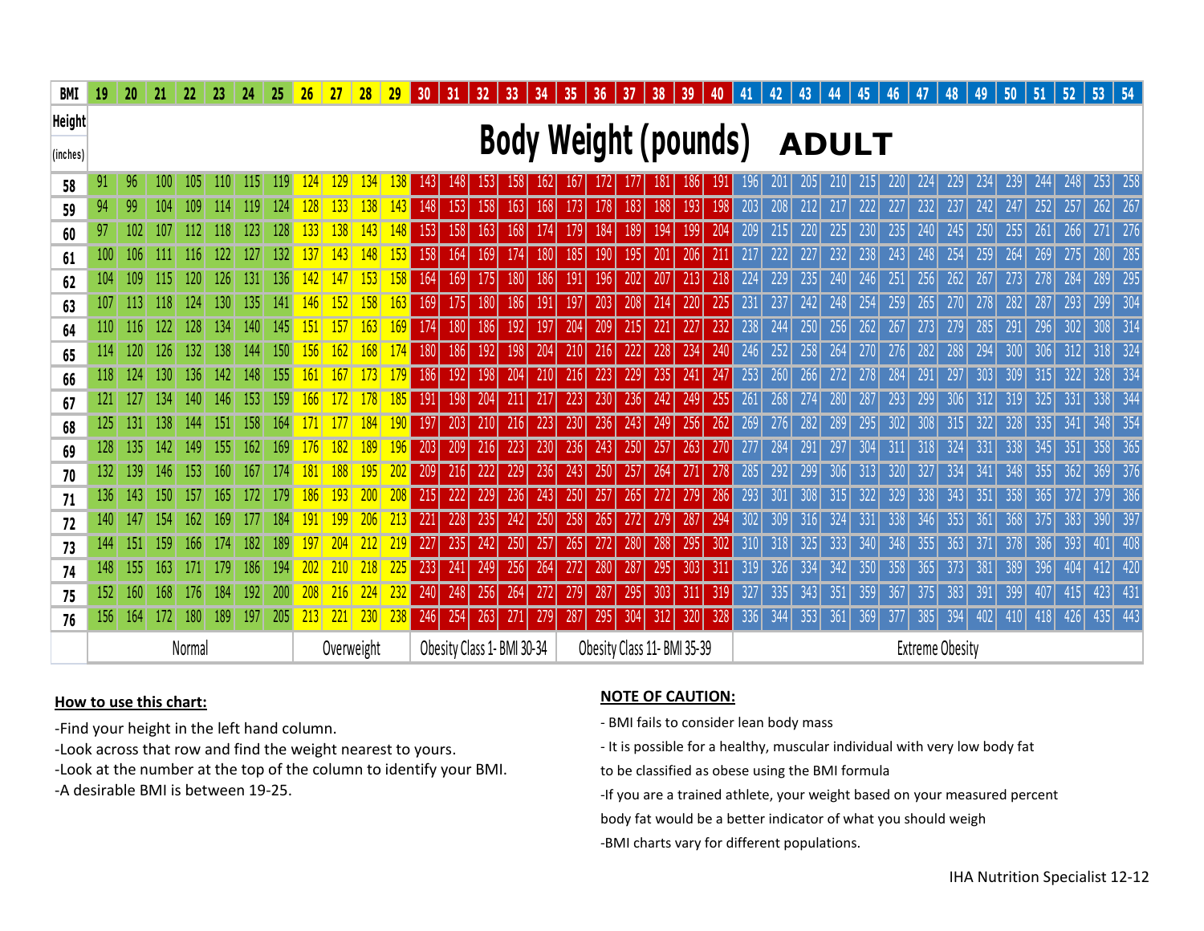| BMI | 19 | 20 | 21 | 22 | 23 | 24 | 25 | 26 | 27 | 28 | 29 | 30 | 31 | 32 | 33 | 34 | 35 | 36 | 37 | 38 | 39 | 40 | 41 | 42 | 43 | 44 | 45 | 46 | 47 | 48 | 49 | 50 | 51 | 52 | 53 | 54 |
|---|---|---|---|---|---|---|---|---|---|---|---|---|---|---|---|---|---|---|---|---|---|---|---|---|---|---|---|---|---|---|---|---|---|---|---|---|
| Height (inches) | Body Weight (pounds) ADULT | | | | | | | | | | | | | | | | | | | | | | | | | | | | | | | | | | | |
| 58 | 91 | 96 | 100 | 105 | 110 | 115 | 119 | 124 | 129 | 134 | 138 | 143 | 148 | 153 | 158 | 162 | 167 | 172 | 177 | 181 | 186 | 191 | 196 | 201 | 205 | 210 | 215 | 220 | 224 | 229 | 234 | 239 | 244 | 248 | 253 | 258 |
| 59 | 94 | 99 | 104 | 109 | 114 | 119 | 124 | 128 | 133 | 138 | 143 | 148 | 153 | 158 | 163 | 168 | 173 | 178 | 183 | 188 | 193 | 198 | 203 | 208 | 212 | 217 | 222 | 227 | 232 | 237 | 242 | 247 | 252 | 257 | 262 | 267 |
| 60 | 97 | 102 | 107 | 112 | 118 | 123 | 128 | 133 | 138 | 143 | 148 | 153 | 158 | 163 | 168 | 174 | 179 | 184 | 189 | 194 | 199 | 204 | 209 | 215 | 220 | 225 | 230 | 235 | 240 | 245 | 250 | 255 | 261 | 266 | 271 | 276 |
| 61 | 100 | 106 | 111 | 116 | 122 | 127 | 132 | 137 | 143 | 148 | 153 | 158 | 164 | 169 | 174 | 180 | 185 | 190 | 195 | 201 | 206 | 211 | 217 | 222 | 227 | 232 | 238 | 243 | 248 | 254 | 259 | 264 | 269 | 275 | 280 | 285 |
| 62 | 104 | 109 | 115 | 120 | 126 | 131 | 136 | 142 | 147 | 153 | 158 | 164 | 169 | 175 | 180 | 186 | 191 | 196 | 202 | 207 | 213 | 218 | 224 | 229 | 235 | 240 | 246 | 251 | 256 | 262 | 267 | 273 | 278 | 284 | 289 | 295 |
| 63 | 107 | 113 | 118 | 124 | 130 | 135 | 141 | 146 | 152 | 158 | 163 | 169 | 175 | 180 | 186 | 191 | 197 | 203 | 208 | 214 | 220 | 225 | 231 | 237 | 242 | 248 | 254 | 259 | 265 | 270 | 278 | 282 | 287 | 293 | 299 | 304 |
| 64 | 110 | 116 | 122 | 128 | 134 | 140 | 145 | 151 | 157 | 163 | 169 | 174 | 180 | 186 | 192 | 197 | 204 | 209 | 215 | 221 | 227 | 232 | 238 | 244 | 250 | 256 | 262 | 267 | 273 | 279 | 285 | 291 | 296 | 302 | 308 | 314 |
| 65 | 114 | 120 | 126 | 132 | 138 | 144 | 150 | 156 | 162 | 168 | 174 | 180 | 186 | 192 | 198 | 204 | 210 | 216 | 222 | 228 | 234 | 240 | 246 | 252 | 258 | 264 | 270 | 276 | 282 | 288 | 294 | 300 | 306 | 312 | 318 | 324 |
| 66 | 118 | 124 | 130 | 136 | 142 | 148 | 155 | 161 | 167 | 173 | 179 | 186 | 192 | 198 | 204 | 210 | 216 | 223 | 229 | 235 | 241 | 247 | 253 | 260 | 266 | 272 | 278 | 284 | 291 | 297 | 303 | 309 | 315 | 322 | 328 | 334 |
| 67 | 121 | 127 | 134 | 140 | 146 | 153 | 159 | 166 | 172 | 178 | 185 | 191 | 198 | 204 | 211 | 217 | 223 | 230 | 236 | 242 | 249 | 255 | 261 | 268 | 274 | 280 | 287 | 293 | 299 | 306 | 312 | 319 | 325 | 331 | 338 | 344 |
| 68 | 125 | 131 | 138 | 144 | 151 | 158 | 164 | 171 | 177 | 184 | 190 | 197 | 203 | 210 | 216 | 223 | 230 | 236 | 243 | 249 | 256 | 262 | 269 | 276 | 282 | 289 | 295 | 302 | 308 | 315 | 322 | 328 | 335 | 341 | 348 | 354 |
| 69 | 128 | 135 | 142 | 149 | 155 | 162 | 169 | 176 | 182 | 189 | 196 | 203 | 209 | 216 | 223 | 230 | 236 | 243 | 250 | 257 | 263 | 270 | 277 | 284 | 291 | 297 | 304 | 311 | 318 | 324 | 331 | 338 | 345 | 351 | 358 | 365 |
| 70 | 132 | 139 | 146 | 153 | 160 | 167 | 174 | 181 | 188 | 195 | 202 | 209 | 216 | 222 | 229 | 236 | 243 | 250 | 257 | 264 | 271 | 278 | 285 | 292 | 299 | 306 | 313 | 320 | 327 | 334 | 341 | 348 | 355 | 362 | 369 | 376 |
| 71 | 136 | 143 | 150 | 157 | 165 | 172 | 179 | 186 | 193 | 200 | 208 | 215 | 222 | 229 | 236 | 243 | 250 | 257 | 265 | 272 | 279 | 286 | 293 | 301 | 308 | 315 | 322 | 329 | 338 | 343 | 351 | 358 | 365 | 372 | 379 | 386 |
| 72 | 140 | 147 | 154 | 162 | 169 | 177 | 184 | 191 | 199 | 206 | 213 | 221 | 228 | 235 | 242 | 250 | 258 | 265 | 272 | 279 | 287 | 294 | 302 | 309 | 316 | 324 | 331 | 338 | 346 | 353 | 361 | 368 | 375 | 383 | 390 | 397 |
| 73 | 144 | 151 | 159 | 166 | 174 | 182 | 189 | 197 | 204 | 212 | 219 | 227 | 235 | 242 | 250 | 257 | 265 | 272 | 280 | 288 | 295 | 302 | 310 | 318 | 325 | 333 | 340 | 348 | 355 | 363 | 371 | 378 | 386 | 393 | 401 | 408 |
| 74 | 148 | 155 | 163 | 171 | 179 | 186 | 194 | 202 | 210 | 218 | 225 | 233 | 241 | 249 | 256 | 264 | 272 | 280 | 287 | 295 | 303 | 311 | 319 | 326 | 334 | 342 | 350 | 358 | 365 | 373 | 381 | 389 | 396 | 404 | 412 | 420 |
| 75 | 152 | 160 | 168 | 176 | 184 | 192 | 200 | 208 | 216 | 224 | 232 | 240 | 248 | 256 | 264 | 272 | 279 | 287 | 295 | 303 | 311 | 319 | 327 | 335 | 343 | 351 | 359 | 367 | 375 | 383 | 391 | 399 | 407 | 415 | 423 | 431 |
| 76 | 156 | 164 | 172 | 180 | 189 | 197 | 205 | 213 | 221 | 230 | 238 | 246 | 254 | 263 | 271 | 279 | 287 | 295 | 304 | 312 | 320 | 328 | 336 | 344 | 353 | 361 | 369 | 377 | 385 | 394 | 402 | 410 | 418 | 426 | 435 | 443 |
| | Normal | | | | | | | Overweight | | | | Obesity Class 1- BMI 30-34 | | | | | Obesity Class 11- BMI 35-39 | | | | | | Extreme Obesity | | | | | | | | | | | | | |

**How to use this chart:**

-Find your height in the left hand column.

-Look across that row and find the weight nearest to yours.

-Look at the number at the top of the column to identify your BMI.

-A desirable BMI is between 19-25.

**NOTE OF CAUTION:**

- BMI fails to consider lean body mass

- It is possible for a healthy, muscular individual with very low body fat to be classified as obese using the BMI formula

-If you are a trained athlete, your weight based on your measured percent body fat would be a better indicator of what you should weigh

-BMI charts vary for different populations.

IHA Nutrition Specialist 12-12